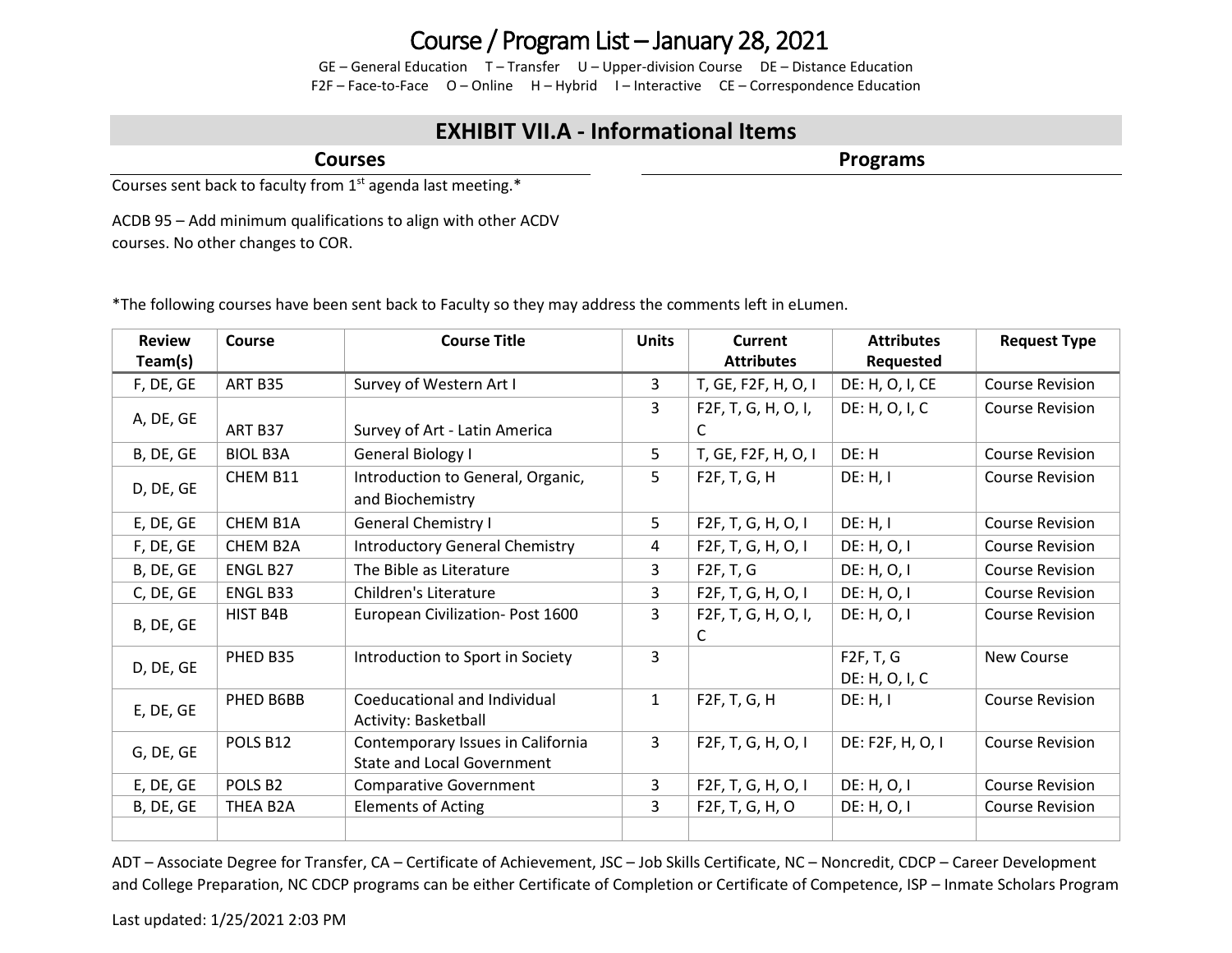# Course / Program List – January 28, 2021

GE – General Education T – Transfer U – Upper-division Course DE – Distance Education
F2F – Face-to-Face O – Online H – Hybrid I – Interactive CE – Correspondence Education

## EXHIBIT VII.A - Informational Items

### Courses

Courses sent back to faculty from 1st agenda last meeting.*

ACDB 95 – Add minimum qualifications to align with other ACDV courses. No other changes to COR.

### Programs

*The following courses have been sent back to Faculty so they may address the comments left in eLumen.

| Review Team(s) | Course | Course Title | Units | Current Attributes | Attributes Requested | Request Type |
|---|---|---|---|---|---|---|
| F, DE, GE | ART B35 | Survey of Western Art I | 3 | T, GE, F2F, H, O, I | DE: H, O, I, CE | Course Revision |
| A, DE, GE | ART B37 | Survey of Art - Latin America | 3 | F2F, T, G, H, O, I, C | DE: H, O, I, C | Course Revision |
| B, DE, GE | BIOL B3A | General Biology I | 5 | T, GE, F2F, H, O, I | DE: H | Course Revision |
| D, DE, GE | CHEM B11 | Introduction to General, Organic, and Biochemistry | 5 | F2F, T, G, H | DE: H, I | Course Revision |
| E, DE, GE | CHEM B1A | General Chemistry I | 5 | F2F, T, G, H, O, I | DE: H, I | Course Revision |
| F, DE, GE | CHEM B2A | Introductory General Chemistry | 4 | F2F, T, G, H, O, I | DE: H, O, I | Course Revision |
| B, DE, GE | ENGL B27 | The Bible as Literature | 3 | F2F, T, G | DE: H, O, I | Course Revision |
| C, DE, GE | ENGL B33 | Children's Literature | 3 | F2F, T, G, H, O, I | DE: H, O, I | Course Revision |
| B, DE, GE | HIST B4B | European Civilization- Post 1600 | 3 | F2F, T, G, H, O, I, C | DE: H, O, I | Course Revision |
| D, DE, GE | PHED B35 | Introduction to Sport in Society | 3 | | F2F, T, G DE: H, O, I, C | New Course |
| E, DE, GE | PHED B6BB | Coeducational and Individual Activity: Basketball | 1 | F2F, T, G, H | DE: H, I | Course Revision |
| G, DE, GE | POLS B12 | Contemporary Issues in California State and Local Government | 3 | F2F, T, G, H, O, I | DE: F2F, H, O, I | Course Revision |
| E, DE, GE | POLS B2 | Comparative Government | 3 | F2F, T, G, H, O, I | DE: H, O, I | Course Revision |
| B, DE, GE | THEA B2A | Elements of Acting | 3 | F2F, T, G, H, O | DE: H, O, I | Course Revision |
| | | | | | | |

ADT – Associate Degree for Transfer, CA – Certificate of Achievement, JSC – Job Skills Certificate, NC – Noncredit, CDCP – Career Development and College Preparation, NC CDCP programs can be either Certificate of Completion or Certificate of Competence, ISP – Inmate Scholars Program

Last updated: 1/25/2021 2:03 PM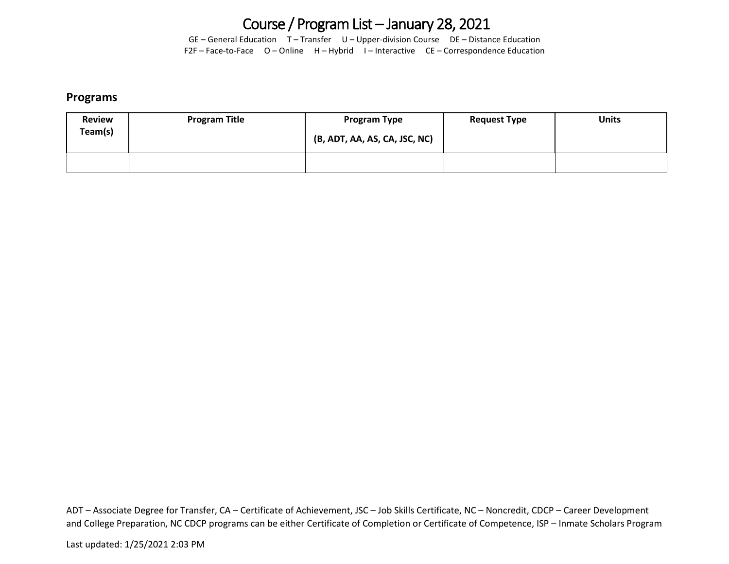# Course / Program List – January 28, 2021

GE – General Education T – Transfer U – Upper-division Course DE – Distance Education
F2F – Face-to-Face O – Online H – Hybrid I – Interactive CE – Correspondence Education

## Programs

| Review Team(s) | Program Title | Program Type (B, ADT, AA, AS, CA, JSC, NC) | Request Type | Units |
|---|---|---|---|---|
| | | | | |

ADT – Associate Degree for Transfer, CA – Certificate of Achievement, JSC – Job Skills Certificate, NC – Noncredit, CDCP – Career Development and College Preparation, NC CDCP programs can be either Certificate of Completion or Certificate of Competence, ISP – Inmate Scholars Program

Last updated: 1/25/2021 2:03 PM